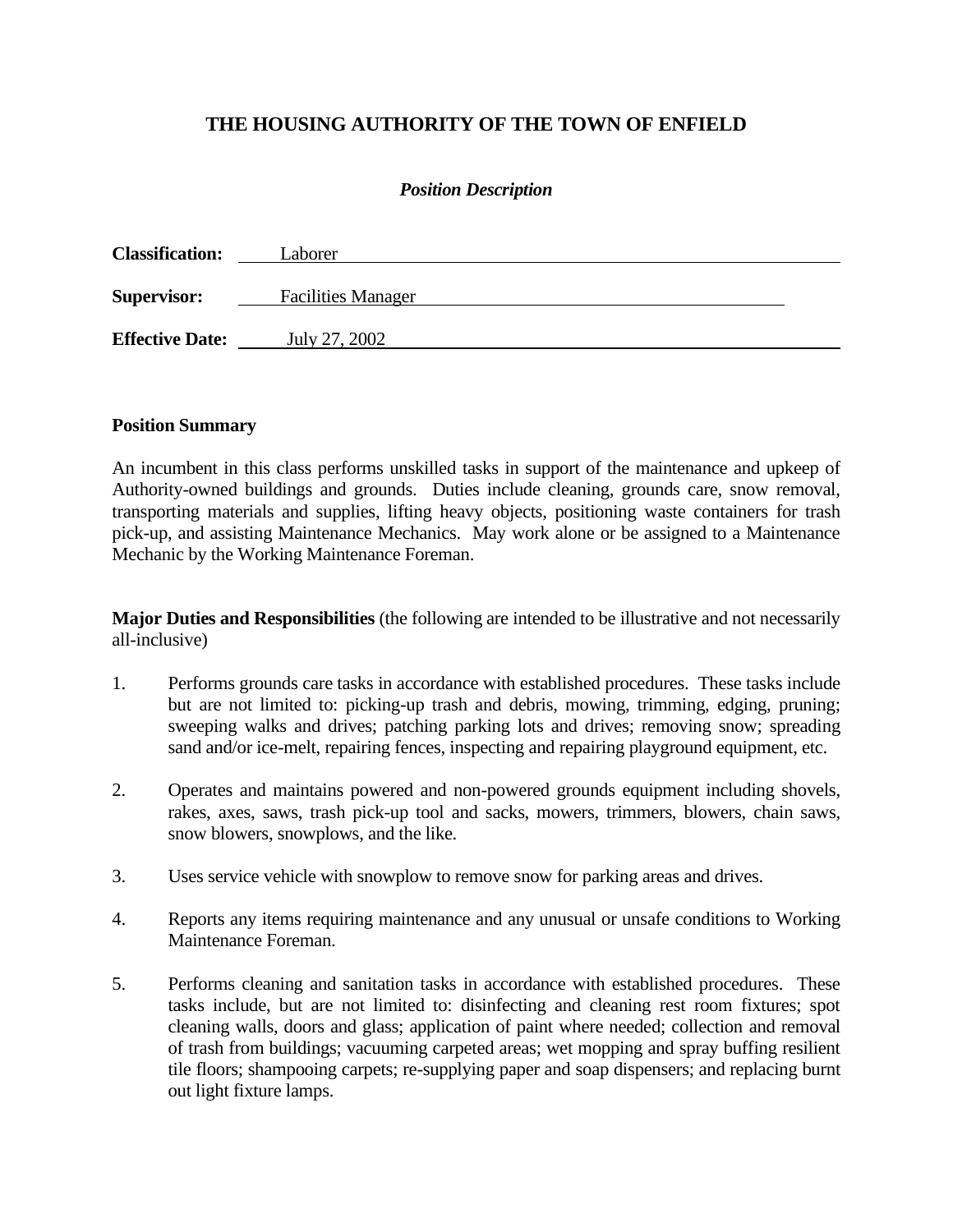# THE HOUSING AUTHORITY OF THE TOWN OF ENFIELD

***Position Description***

**Classification:** Laborer

**Supervisor:** Facilities Manager

**Effective Date:** July 27, 2002

**Position Summary**

An incumbent in this class performs unskilled tasks in support of the maintenance and upkeep of Authority-owned buildings and grounds. Duties include cleaning, grounds care, snow removal, transporting materials and supplies, lifting heavy objects, positioning waste containers for trash pick-up, and assisting Maintenance Mechanics. May work alone or be assigned to a Maintenance Mechanic by the Working Maintenance Foreman.

**Major Duties and Responsibilities** (the following are intended to be illustrative and not necessarily all-inclusive)

1. Performs grounds care tasks in accordance with established procedures. These tasks include but are not limited to: picking-up trash and debris, mowing, trimming, edging, pruning; sweeping walks and drives; patching parking lots and drives; removing snow; spreading sand and/or ice-melt, repairing fences, inspecting and repairing playground equipment, etc.

2. Operates and maintains powered and non-powered grounds equipment including shovels, rakes, axes, saws, trash pick-up tool and sacks, mowers, trimmers, blowers, chain saws, snow blowers, snowplows, and the like.

3. Uses service vehicle with snowplow to remove snow for parking areas and drives.

4. Reports any items requiring maintenance and any unusual or unsafe conditions to Working Maintenance Foreman.

5. Performs cleaning and sanitation tasks in accordance with established procedures. These tasks include, but are not limited to: disinfecting and cleaning rest room fixtures; spot cleaning walls, doors and glass; application of paint where needed; collection and removal of trash from buildings; vacuuming carpeted areas; wet mopping and spray buffing resilient tile floors; shampooing carpets; re-supplying paper and soap dispensers; and replacing burnt out light fixture lamps.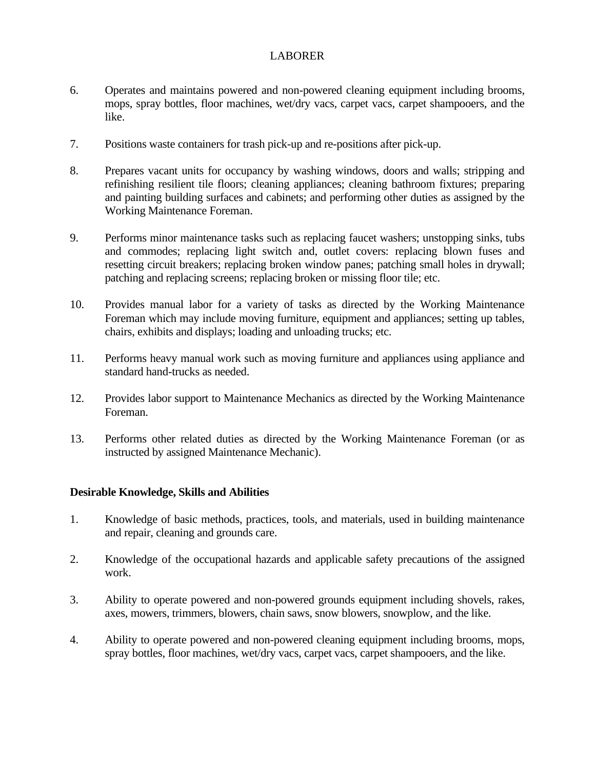LABORER

6. Operates and maintains powered and non-powered cleaning equipment including brooms, mops, spray bottles, floor machines, wet/dry vacs, carpet vacs, carpet shampooers, and the like.

7. Positions waste containers for trash pick-up and re-positions after pick-up.

8. Prepares vacant units for occupancy by washing windows, doors and walls; stripping and refinishing resilient tile floors; cleaning appliances; cleaning bathroom fixtures; preparing and painting building surfaces and cabinets; and performing other duties as assigned by the Working Maintenance Foreman.

9. Performs minor maintenance tasks such as replacing faucet washers; unstopping sinks, tubs and commodes; replacing light switch and, outlet covers: replacing blown fuses and resetting circuit breakers; replacing broken window panes; patching small holes in drywall; patching and replacing screens; replacing broken or missing floor tile; etc.

10. Provides manual labor for a variety of tasks as directed by the Working Maintenance Foreman which may include moving furniture, equipment and appliances; setting up tables, chairs, exhibits and displays; loading and unloading trucks; etc.

11. Performs heavy manual work such as moving furniture and appliances using appliance and standard hand-trucks as needed.

12. Provides labor support to Maintenance Mechanics as directed by the Working Maintenance Foreman.

13. Performs other related duties as directed by the Working Maintenance Foreman (or as instructed by assigned Maintenance Mechanic).

**Desirable Knowledge, Skills and Abilities**

1. Knowledge of basic methods, practices, tools, and materials, used in building maintenance and repair, cleaning and grounds care.

2. Knowledge of the occupational hazards and applicable safety precautions of the assigned work.

3. Ability to operate powered and non-powered grounds equipment including shovels, rakes, axes, mowers, trimmers, blowers, chain saws, snow blowers, snowplow, and the like.

4. Ability to operate powered and non-powered cleaning equipment including brooms, mops, spray bottles, floor machines, wet/dry vacs, carpet vacs, carpet shampooers, and the like.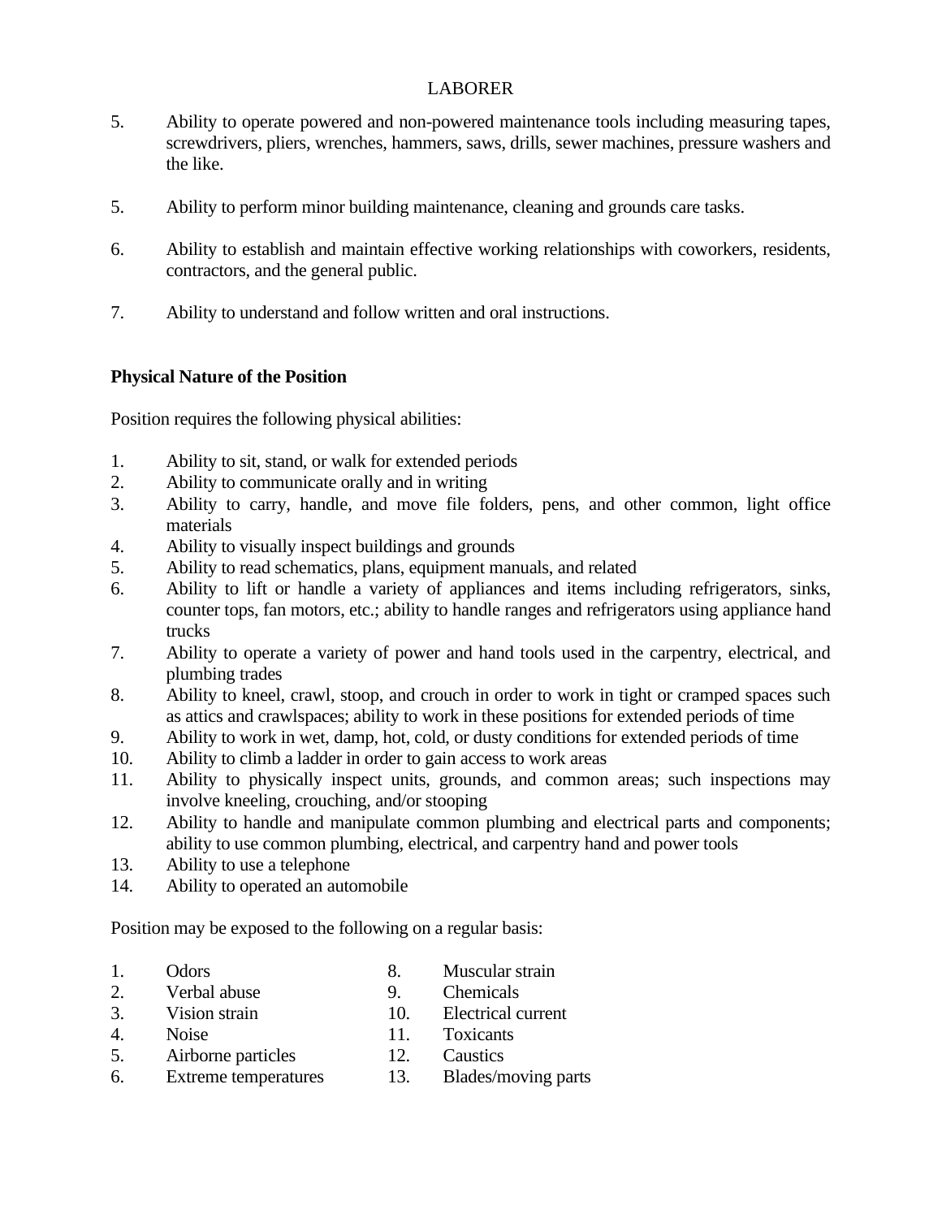5. Ability to operate powered and non-powered maintenance tools including measuring tapes, screwdrivers, pliers, wrenches, hammers, saws, drills, sewer machines, pressure washers and the like.

5. Ability to perform minor building maintenance, cleaning and grounds care tasks.

6. Ability to establish and maintain effective working relationships with coworkers, residents, contractors, and the general public.

7. Ability to understand and follow written and oral instructions.

**Physical Nature of the Position**

Position requires the following physical abilities:

1. Ability to sit, stand, or walk for extended periods
2. Ability to communicate orally and in writing
3. Ability to carry, handle, and move file folders, pens, and other common, light office materials
4. Ability to visually inspect buildings and grounds
5. Ability to read schematics, plans, equipment manuals, and related
6. Ability to lift or handle a variety of appliances and items including refrigerators, sinks, counter tops, fan motors, etc.; ability to handle ranges and refrigerators using appliance hand trucks
7. Ability to operate a variety of power and hand tools used in the carpentry, electrical, and plumbing trades
8. Ability to kneel, crawl, stoop, and crouch in order to work in tight or cramped spaces such as attics and crawlspaces; ability to work in these positions for extended periods of time
9. Ability to work in wet, damp, hot, cold, or dusty conditions for extended periods of time
10. Ability to climb a ladder in order to gain access to work areas
11. Ability to physically inspect units, grounds, and common areas; such inspections may involve kneeling, crouching, and/or stooping
12. Ability to handle and manipulate common plumbing and electrical parts and components; ability to use common plumbing, electrical, and carpentry hand and power tools
13. Ability to use a telephone
14. Ability to operated an automobile

Position may be exposed to the following on a regular basis:

1. Odors
2. Verbal abuse
3. Vision strain
4. Noise
5. Airborne particles
6. Extreme temperatures
8. Muscular strain
9. Chemicals
10. Electrical current
11. Toxicants
12. Caustics
13. Blades/moving parts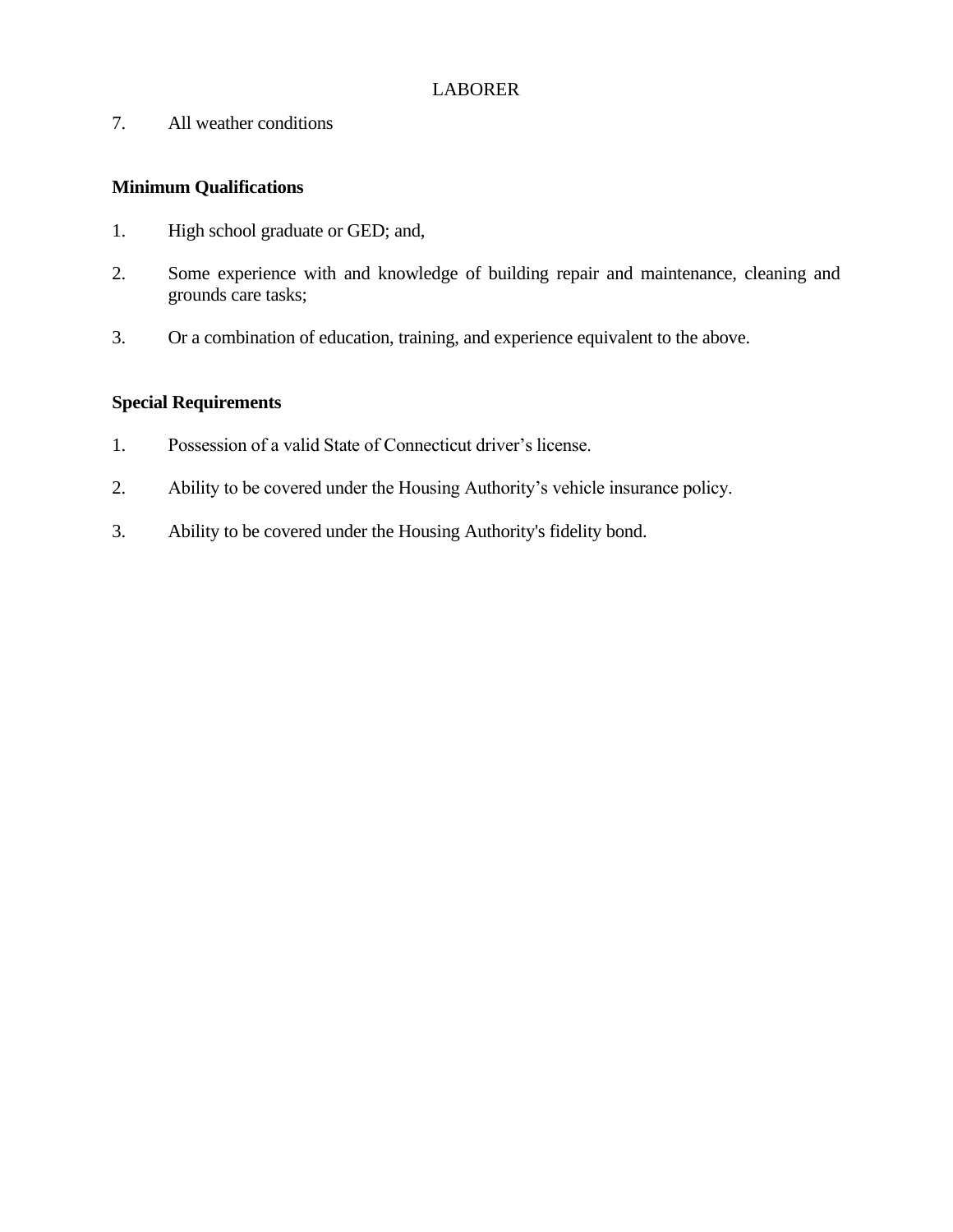7. All weather conditions

**Minimum Qualifications**

1. High school graduate or GED; and,
2. Some experience with and knowledge of building repair and maintenance, cleaning and grounds care tasks;
3. Or a combination of education, training, and experience equivalent to the above.

**Special Requirements**

1. Possession of a valid State of Connecticut driver's license.
2. Ability to be covered under the Housing Authority's vehicle insurance policy.
3. Ability to be covered under the Housing Authority's fidelity bond.